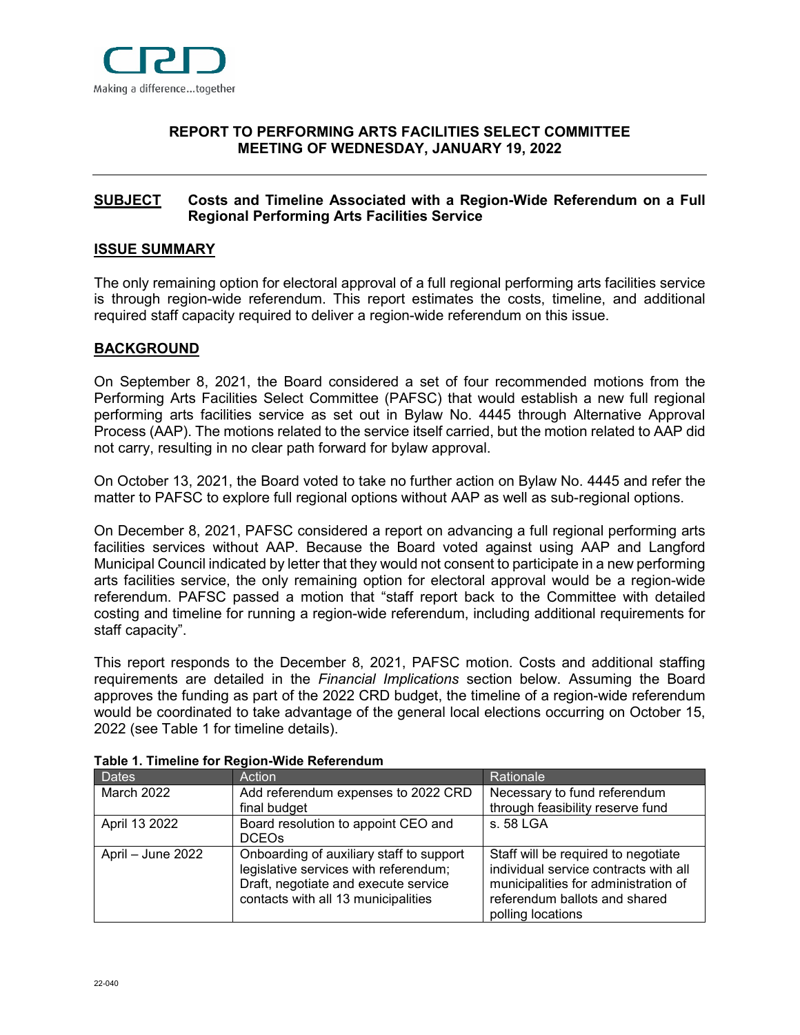CRD

Making a difference...together

# REPORT TO PERFORMING ARTS FACILITIES SELECT COMMITTEE
# MEETING OF WEDNESDAY, JANUARY 19, 2022

**SUBJECT** **Costs and Timeline Associated with a Region-Wide Referendum on a Full Regional Performing Arts Facilities Service**

## ISSUE SUMMARY

The only remaining option for electoral approval of a full regional performing arts facilities service is through region-wide referendum. This report estimates the costs, timeline, and additional required staff capacity required to deliver a region-wide referendum on this issue.

## BACKGROUND

On September 8, 2021, the Board considered a set of four recommended motions from the Performing Arts Facilities Select Committee (PAFSC) that would establish a new full regional performing arts facilities service as set out in Bylaw No. 4445 through Alternative Approval Process (AAP). The motions related to the service itself carried, but the motion related to AAP did not carry, resulting in no clear path forward for bylaw approval.

On October 13, 2021, the Board voted to take no further action on Bylaw No. 4445 and refer the matter to PAFSC to explore full regional options without AAP as well as sub-regional options.

On December 8, 2021, PAFSC considered a report on advancing a full regional performing arts facilities services without AAP. Because the Board voted against using AAP and Langford Municipal Council indicated by letter that they would not consent to participate in a new performing arts facilities service, the only remaining option for electoral approval would be a region-wide referendum. PAFSC passed a motion that "staff report back to the Committee with detailed costing and timeline for running a region-wide referendum, including additional requirements for staff capacity".

This report responds to the December 8, 2021, PAFSC motion. Costs and additional staffing requirements are detailed in the *Financial Implications* section below. Assuming the Board approves the funding as part of the 2022 CRD budget, the timeline of a region-wide referendum would be coordinated to take advantage of the general local elections occurring on October 15, 2022 (see Table 1 for timeline details).

**Table 1. Timeline for Region-Wide Referendum**

| Dates | Action | Rationale |
|---|---|---|
| March 2022 | Add referendum expenses to 2022 CRD final budget | Necessary to fund referendum through feasibility reserve fund |
| April 13 2022 | Board resolution to appoint CEO and DCEOs | s. 58 LGA |
| April – June 2022 | Onboarding of auxiliary staff to support legislative services with referendum; Draft, negotiate and execute service contacts with all 13 municipalities | Staff will be required to negotiate individual service contracts with all municipalities for administration of referendum ballots and shared polling locations |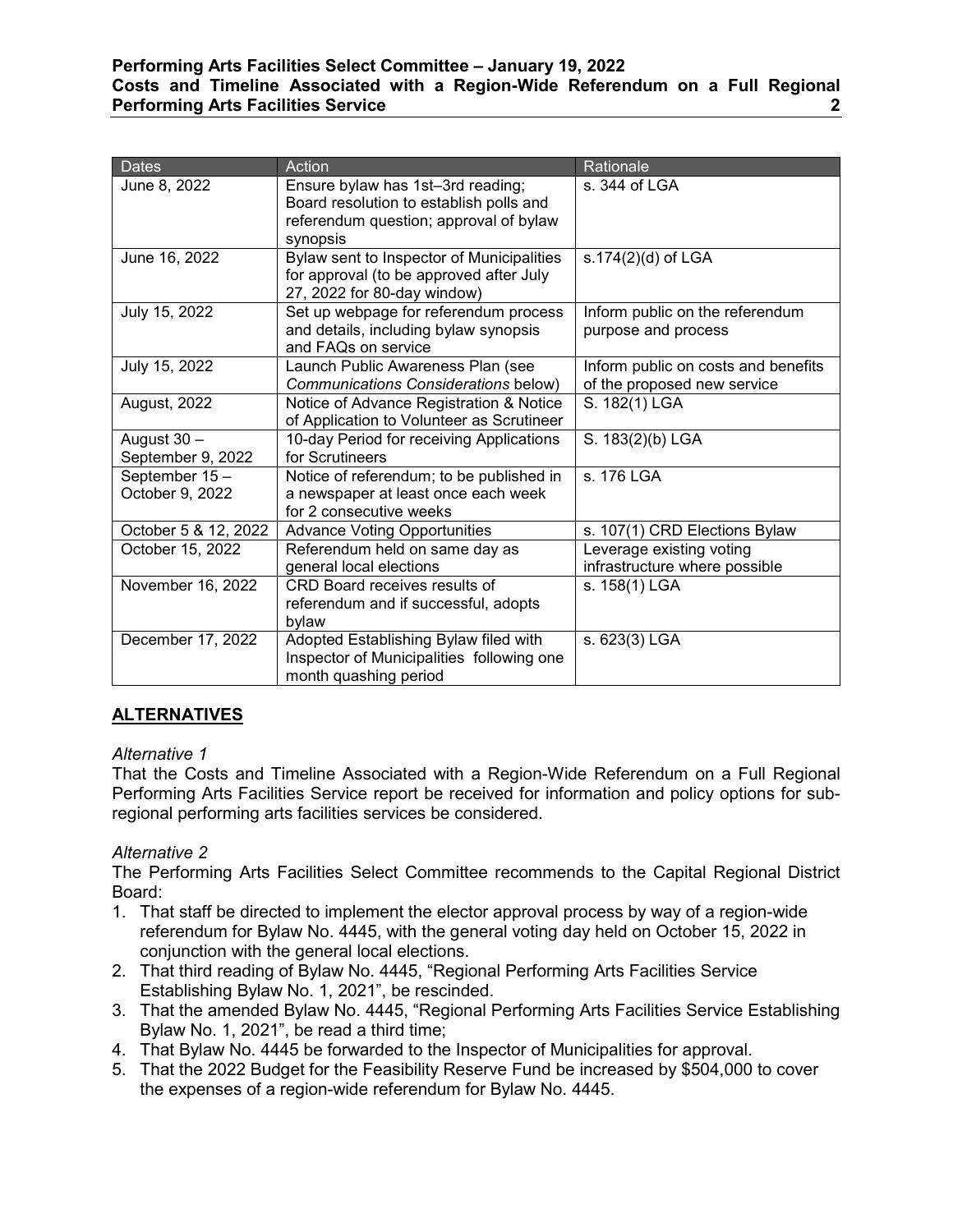| Dates | Action | Rationale |
| --- | --- | --- |
| June 8, 2022 | Ensure bylaw has 1st–3rd reading; Board resolution to establish polls and referendum question; approval of bylaw synopsis | s. 344 of LGA |
| June 16, 2022 | Bylaw sent to Inspector of Municipalities for approval (to be approved after July 27, 2022 for 80-day window) | s.174(2)(d) of LGA |
| July 15, 2022 | Set up webpage for referendum process and details, including bylaw synopsis and FAQs on service | Inform public on the referendum purpose and process |
| July 15, 2022 | Launch Public Awareness Plan (see *Communications Considerations* below) | Inform public on costs and benefits of the proposed new service |
| August, 2022 | Notice of Advance Registration & Notice of Application to Volunteer as Scrutineer | S. 182(1) LGA |
| August 30 – September 9, 2022 | 10-day Period for receiving Applications for Scrutineers | S. 183(2)(b) LGA |
| September 15 – October 9, 2022 | Notice of referendum; to be published in a newspaper at least once each week for 2 consecutive weeks | s. 176 LGA |
| October 5 & 12, 2022 | Advance Voting Opportunities | s. 107(1) CRD Elections Bylaw |
| October 15, 2022 | Referendum held on same day as general local elections | Leverage existing voting infrastructure where possible |
| November 16, 2022 | CRD Board receives results of referendum and if successful, adopts bylaw | s. 158(1) LGA |
| December 17, 2022 | Adopted Establishing Bylaw filed with Inspector of Municipalities following one month quashing period | s. 623(3) LGA |

## ALTERNATIVES

*Alternative 1*

That the Costs and Timeline Associated with a Region-Wide Referendum on a Full Regional Performing Arts Facilities Service report be received for information and policy options for sub-regional performing arts facilities services be considered.

*Alternative 2*

The Performing Arts Facilities Select Committee recommends to the Capital Regional District Board:

1. That staff be directed to implement the elector approval process by way of a region-wide referendum for Bylaw No. 4445, with the general voting day held on October 15, 2022 in conjunction with the general local elections.
2. That third reading of Bylaw No. 4445, "Regional Performing Arts Facilities Service Establishing Bylaw No. 1, 2021", be rescinded.
3. That the amended Bylaw No. 4445, "Regional Performing Arts Facilities Service Establishing Bylaw No. 1, 2021", be read a third time;
4. That Bylaw No. 4445 be forwarded to the Inspector of Municipalities for approval.
5. That the 2022 Budget for the Feasibility Reserve Fund be increased by $504,000 to cover the expenses of a region-wide referendum for Bylaw No. 4445.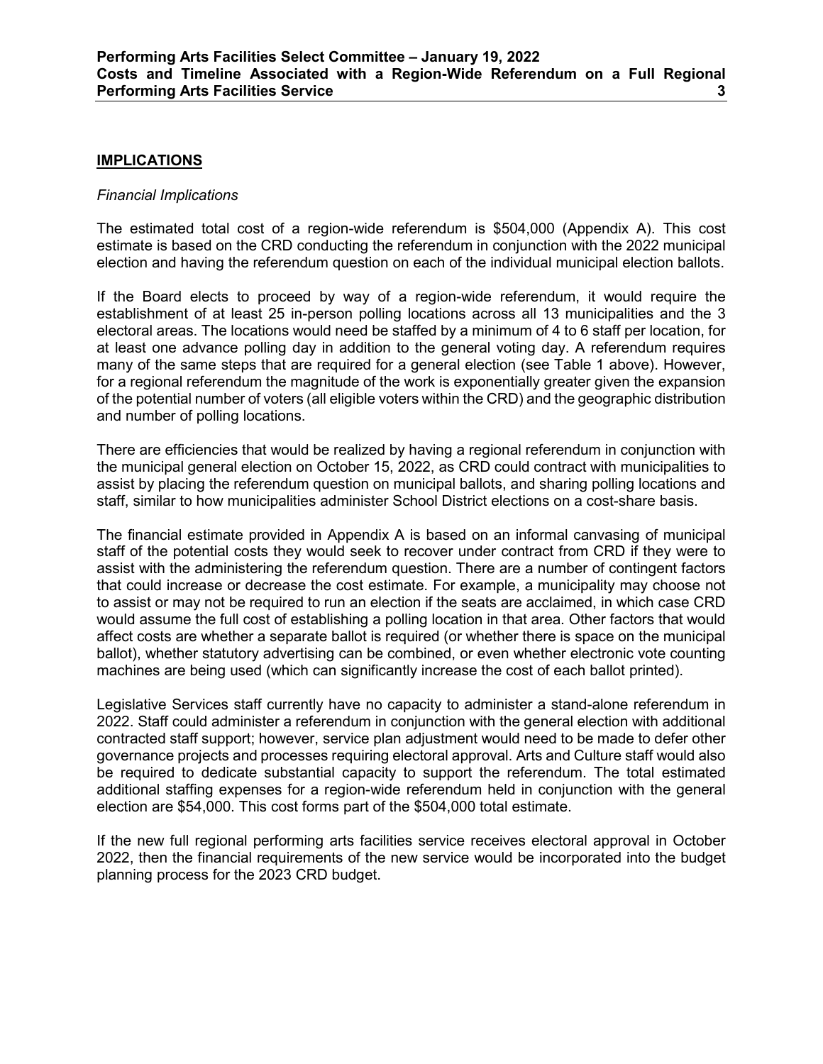## IMPLICATIONS

*Financial Implications*

The estimated total cost of a region-wide referendum is $504,000 (Appendix A). This cost estimate is based on the CRD conducting the referendum in conjunction with the 2022 municipal election and having the referendum question on each of the individual municipal election ballots.

If the Board elects to proceed by way of a region-wide referendum, it would require the establishment of at least 25 in-person polling locations across all 13 municipalities and the 3 electoral areas. The locations would need be staffed by a minimum of 4 to 6 staff per location, for at least one advance polling day in addition to the general voting day. A referendum requires many of the same steps that are required for a general election (see Table 1 above). However, for a regional referendum the magnitude of the work is exponentially greater given the expansion of the potential number of voters (all eligible voters within the CRD) and the geographic distribution and number of polling locations.

There are efficiencies that would be realized by having a regional referendum in conjunction with the municipal general election on October 15, 2022, as CRD could contract with municipalities to assist by placing the referendum question on municipal ballots, and sharing polling locations and staff, similar to how municipalities administer School District elections on a cost-share basis.

The financial estimate provided in Appendix A is based on an informal canvasing of municipal staff of the potential costs they would seek to recover under contract from CRD if they were to assist with the administering the referendum question. There are a number of contingent factors that could increase or decrease the cost estimate. For example, a municipality may choose not to assist or may not be required to run an election if the seats are acclaimed, in which case CRD would assume the full cost of establishing a polling location in that area. Other factors that would affect costs are whether a separate ballot is required (or whether there is space on the municipal ballot), whether statutory advertising can be combined, or even whether electronic vote counting machines are being used (which can significantly increase the cost of each ballot printed).

Legislative Services staff currently have no capacity to administer a stand-alone referendum in 2022. Staff could administer a referendum in conjunction with the general election with additional contracted staff support; however, service plan adjustment would need to be made to defer other governance projects and processes requiring electoral approval. Arts and Culture staff would also be required to dedicate substantial capacity to support the referendum. The total estimated additional staffing expenses for a region-wide referendum held in conjunction with the general election are $54,000. This cost forms part of the $504,000 total estimate.

If the new full regional performing arts facilities service receives electoral approval in October 2022, then the financial requirements of the new service would be incorporated into the budget planning process for the 2023 CRD budget.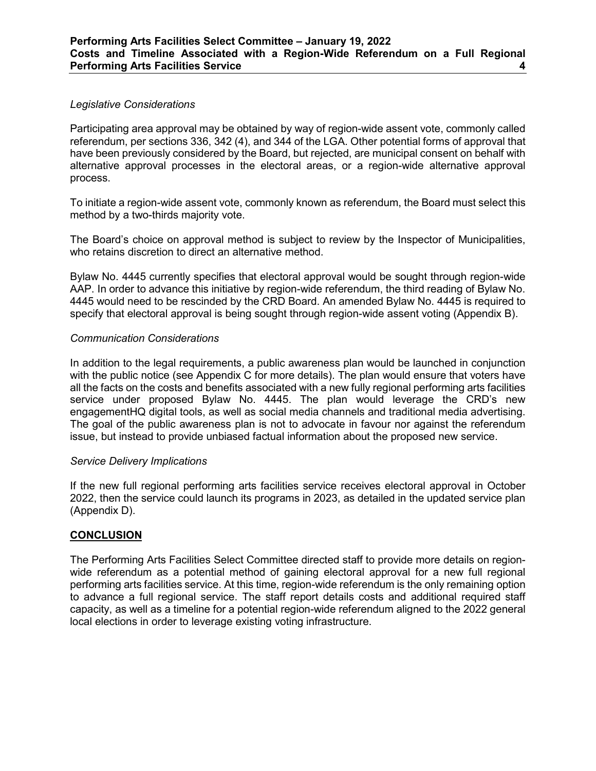*Legislative Considerations*

Participating area approval may be obtained by way of region-wide assent vote, commonly called referendum, per sections 336, 342 (4), and 344 of the LGA. Other potential forms of approval that have been previously considered by the Board, but rejected, are municipal consent on behalf with alternative approval processes in the electoral areas, or a region-wide alternative approval process.

To initiate a region-wide assent vote, commonly known as referendum, the Board must select this method by a two-thirds majority vote.

The Board's choice on approval method is subject to review by the Inspector of Municipalities, who retains discretion to direct an alternative method.

Bylaw No. 4445 currently specifies that electoral approval would be sought through region-wide AAP. In order to advance this initiative by region-wide referendum, the third reading of Bylaw No. 4445 would need to be rescinded by the CRD Board. An amended Bylaw No. 4445 is required to specify that electoral approval is being sought through region-wide assent voting (Appendix B).

*Communication Considerations*

In addition to the legal requirements, a public awareness plan would be launched in conjunction with the public notice (see Appendix C for more details). The plan would ensure that voters have all the facts on the costs and benefits associated with a new fully regional performing arts facilities service under proposed Bylaw No. 4445. The plan would leverage the CRD's new engagementHQ digital tools, as well as social media channels and traditional media advertising. The goal of the public awareness plan is not to advocate in favour nor against the referendum issue, but instead to provide unbiased factual information about the proposed new service.

*Service Delivery Implications*

If the new full regional performing arts facilities service receives electoral approval in October 2022, then the service could launch its programs in 2023, as detailed in the updated service plan (Appendix D).

## CONCLUSION

The Performing Arts Facilities Select Committee directed staff to provide more details on region-wide referendum as a potential method of gaining electoral approval for a new full regional performing arts facilities service. At this time, region-wide referendum is the only remaining option to advance a full regional service. The staff report details costs and additional required staff capacity, as well as a timeline for a potential region-wide referendum aligned to the 2022 general local elections in order to leverage existing voting infrastructure.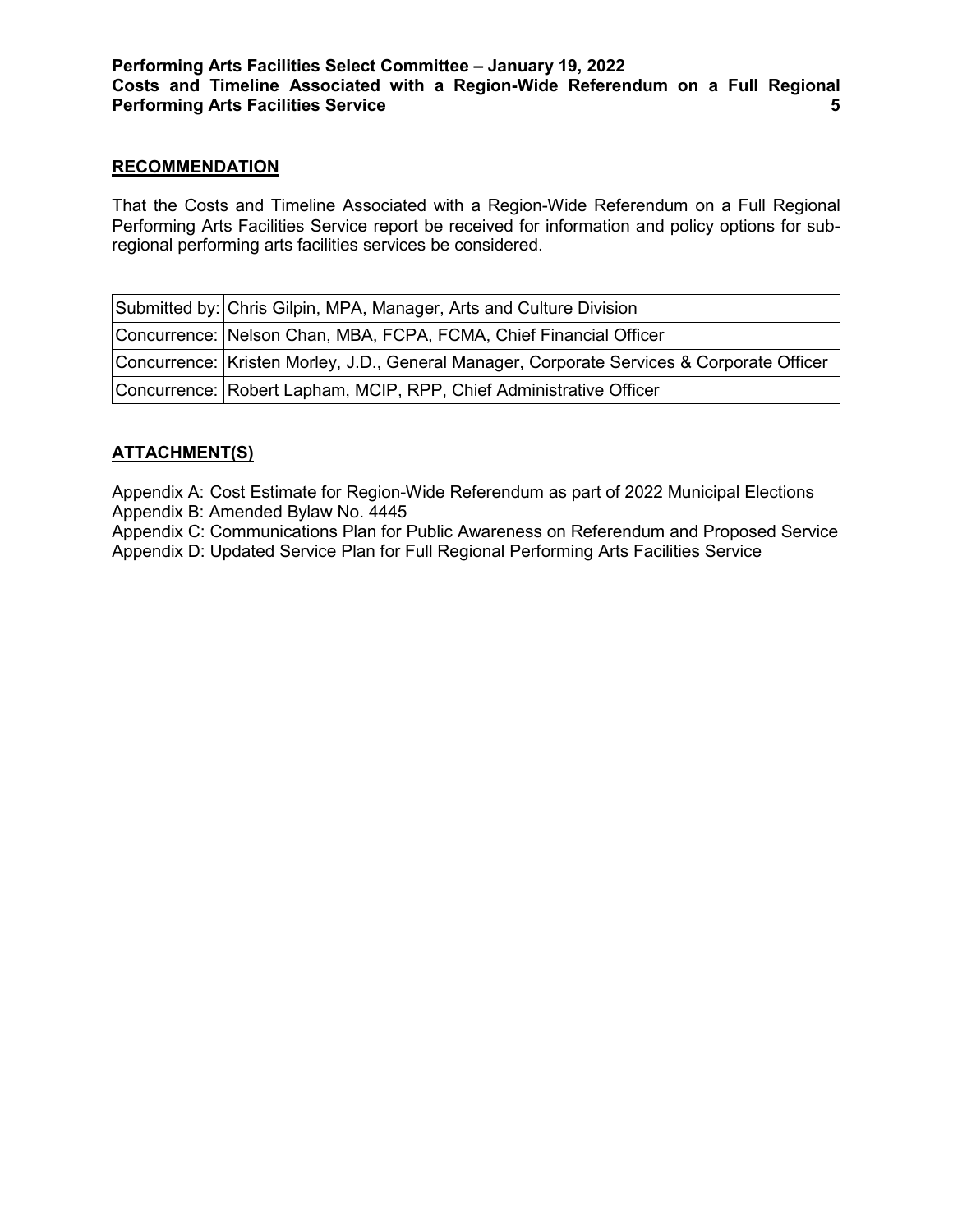## RECOMMENDATION

That the Costs and Timeline Associated with a Region-Wide Referendum on a Full Regional Performing Arts Facilities Service report be received for information and policy options for sub-regional performing arts facilities services be considered.

| | |
|---|---|
| Submitted by: | Chris Gilpin, MPA, Manager, Arts and Culture Division |
| Concurrence: | Nelson Chan, MBA, FCPA, FCMA, Chief Financial Officer |
| Concurrence: | Kristen Morley, J.D., General Manager, Corporate Services & Corporate Officer |
| Concurrence: | Robert Lapham, MCIP, RPP, Chief Administrative Officer |

## ATTACHMENT(S)

Appendix A: Cost Estimate for Region-Wide Referendum as part of 2022 Municipal Elections
Appendix B: Amended Bylaw No. 4445
Appendix C: Communications Plan for Public Awareness on Referendum and Proposed Service
Appendix D: Updated Service Plan for Full Regional Performing Arts Facilities Service